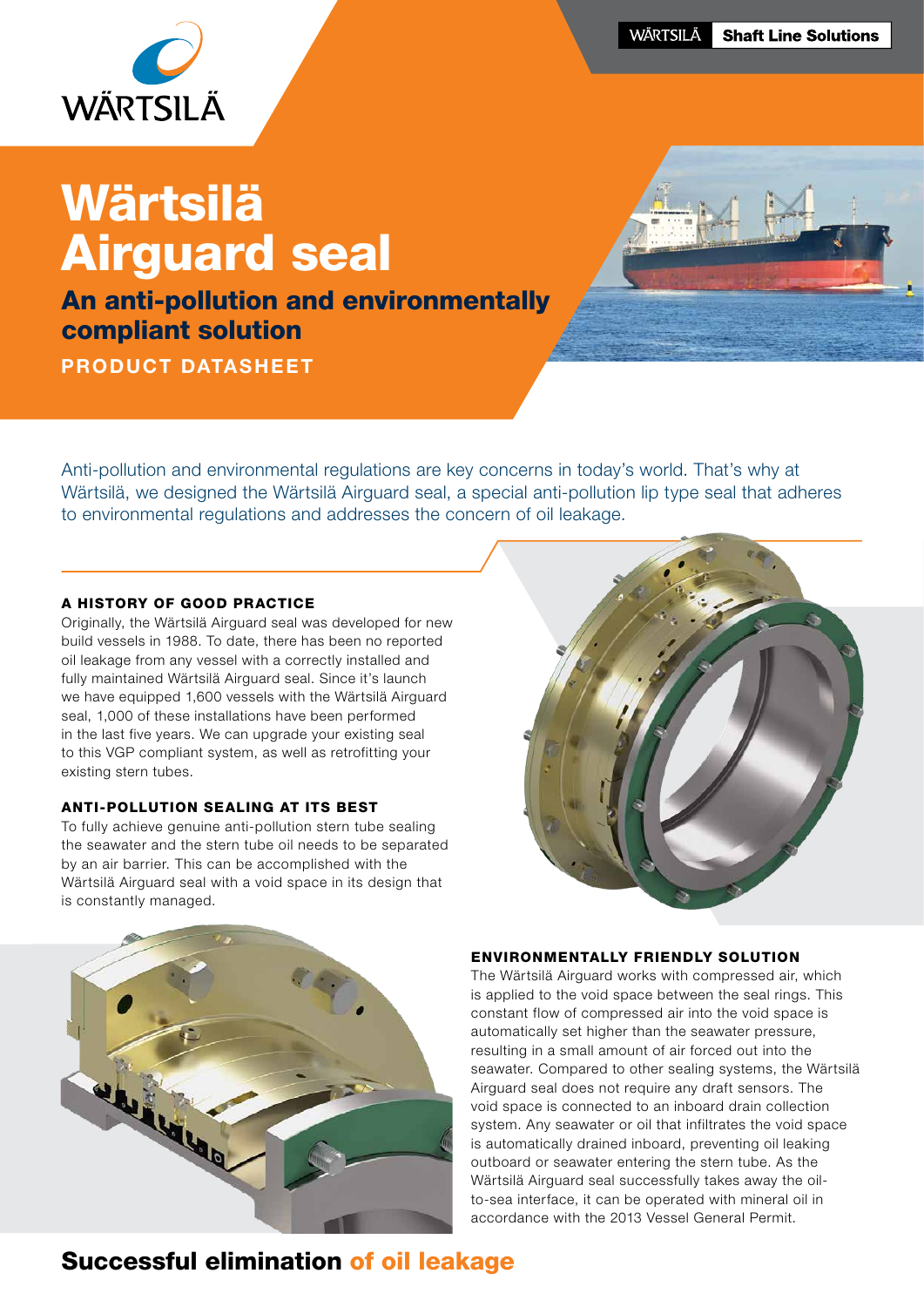# Wärtsilä Airguard seal

## An anti-pollution and environmentally compliant solution

**PRODUCT DATASHEET**

Anti-pollution and environmental regulations are key concerns in today's world. That's why at Wärtsilä, we designed the Wärtsilä Airguard seal, a special anti-pollution lip type seal that adheres to environmental regulations and addresses the concern of oil leakage.

### A HISTORY OF GOOD PRACTICE

Originally, the Wärtsilä Airguard seal was developed for new build vessels in 1988. To date, there has been no reported oil leakage from any vessel with a correctly installed and fully maintained Wärtsilä Airguard seal. Since it's launch we have equipped 1,600 vessels with the Wärtsilä Airguard seal, 1,000 of these installations have been performed in the last five years. We can upgrade your existing seal to this VGP compliant system, as well as retrofitting your existing stern tubes.

### ANTI-POLLUTION SEALING AT ITS BEST

To fully achieve genuine anti-pollution stern tube sealing the seawater and the stern tube oil needs to be separated by an air barrier. This can be accomplished with the Wärtsilä Airguard seal with a void space in its design that is constantly managed.

### ENVIRONMENTALLY FRIENDLY SOLUTION

The Wärtsilä Airguard works with compressed air, which is applied to the void space between the seal rings. This constant flow of compressed air into the void space is automatically set higher than the seawater pressure, resulting in a small amount of air forced out into the seawater. Compared to other sealing systems, the Wärtsilä Airguard seal does not require any draft sensors. The void space is connected to an inboard drain collection system. Any seawater or oil that infiltrates the void space is automatically drained inboard, preventing oil leaking outboard or seawater entering the stern tube. As the Wärtsilä Airguard seal successfully takes away the oil-to-sea interface, it can be operated with mineral oil in accordance with the 2013 Vessel General Permit.

## Successful elimination of oil leakage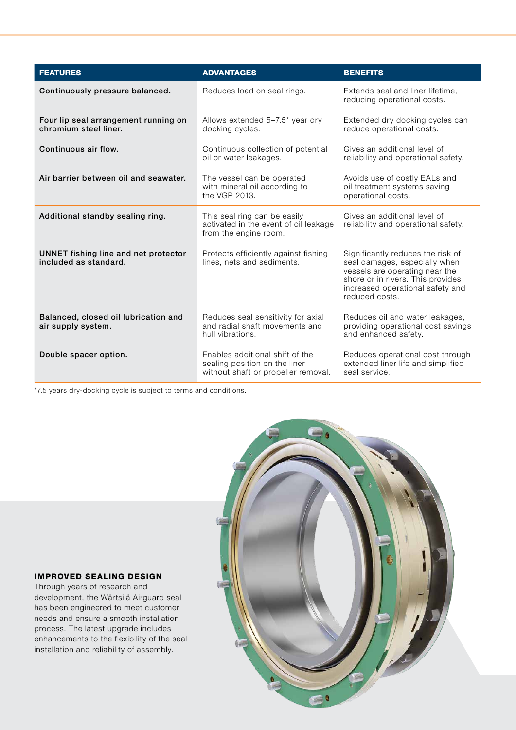| FEATURES | ADVANTAGES | BENEFITS |
|---|---|---|
| **Continuously pressure balanced.** | Reduces load on seal rings. | Extends seal and liner lifetime, reducing operational costs. |
| **Four lip seal arrangement running on chromium steel liner.** | Allows extended 5–7.5* year dry docking cycles. | Extended dry docking cycles can reduce operational costs. |
| **Continuous air flow.** | Continuous collection of potential oil or water leakages. | Gives an additional level of reliability and operational safety. |
| **Air barrier between oil and seawater.** | The vessel can be operated with mineral oil according to the VGP 2013. | Avoids use of costly EALs and oil treatment systems saving operational costs. |
| **Additional standby sealing ring.** | This seal ring can be easily activated in the event of oil leakage from the engine room. | Gives an additional level of reliability and operational safety. |
| **UNNET fishing line and net protector included as standard.** | Protects efficiently against fishing lines, nets and sediments. | Significantly reduces the risk of seal damages, especially when vessels are operating near the shore or in rivers. This provides increased operational safety and reduced costs. |
| **Balanced, closed oil lubrication and air supply system.** | Reduces seal sensitivity for axial and radial shaft movements and hull vibrations. | Reduces oil and water leakages, providing operational cost savings and enhanced safety. |
| **Double spacer option.** | Enables additional shift of the sealing position on the liner without shaft or propeller removal. | Reduces operational cost through extended liner life and simplified seal service. |

*7.5 years dry-docking cycle is subject to terms and conditions.

### IMPROVED SEALING DESIGN

Through years of research and development, the Wärtsilä Airguard seal has been engineered to meet customer needs and ensure a smooth installation process. The latest upgrade includes enhancements to the flexibility of the seal installation and reliability of assembly.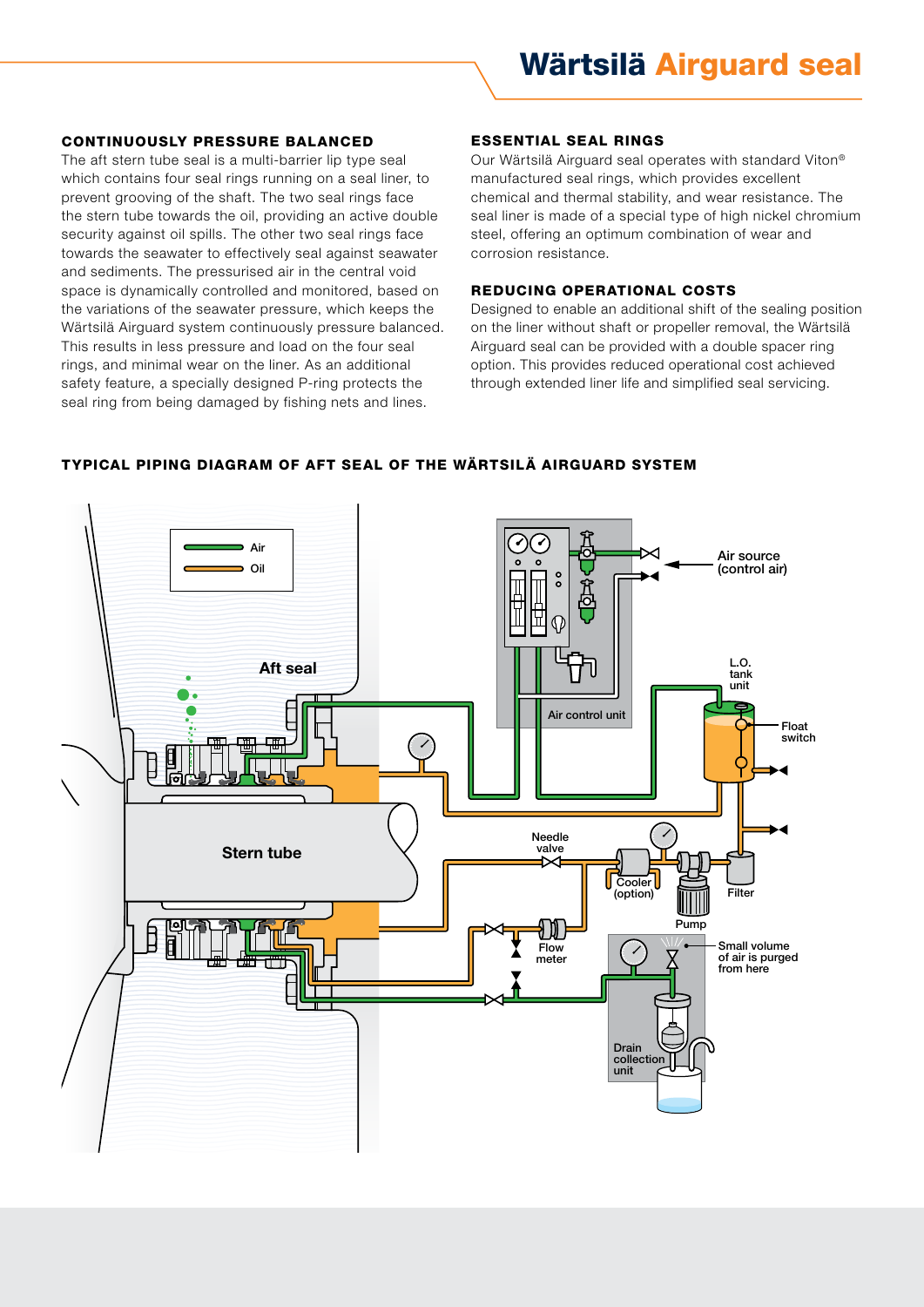# Wärtsilä Airguard seal

## CONTINUOUSLY PRESSURE BALANCED

The aft stern tube seal is a multi-barrier lip type seal which contains four seal rings running on a seal liner, to prevent grooving of the shaft. The two seal rings face the stern tube towards the oil, providing an active double security against oil spills. The other two seal rings face towards the seawater to effectively seal against seawater and sediments. The pressurised air in the central void space is dynamically controlled and monitored, based on the variations of the seawater pressure, which keeps the Wärtsilä Airguard system continuously pressure balanced. This results in less pressure and load on the four seal rings, and minimal wear on the liner. As an additional safety feature, a specially designed P-ring protects the seal ring from being damaged by fishing nets and lines.

## ESSENTIAL SEAL RINGS

Our Wärtsilä Airguard seal operates with standard Viton® manufactured seal rings, which provides excellent chemical and thermal stability, and wear resistance. The seal liner is made of a special type of high nickel chromium steel, offering an optimum combination of wear and corrosion resistance.

## REDUCING OPERATIONAL COSTS

Designed to enable an additional shift of the sealing position on the liner without shaft or propeller removal, the Wärtsilä Airguard seal can be provided with a double spacer ring option. This provides reduced operational cost achieved through extended liner life and simplified seal servicing.

## TYPICAL PIPING DIAGRAM OF AFT SEAL OF THE WÄRTSILÄ AIRGUARD SYSTEM

Air
Oil

Aft seal
Stern tube
Air control unit
Air source (control air)
L.O. tank unit
Float switch
Needle valve
Cooler (option)
Filter
Pump
Flow meter
Small volume of air is purged from here
Drain collection unit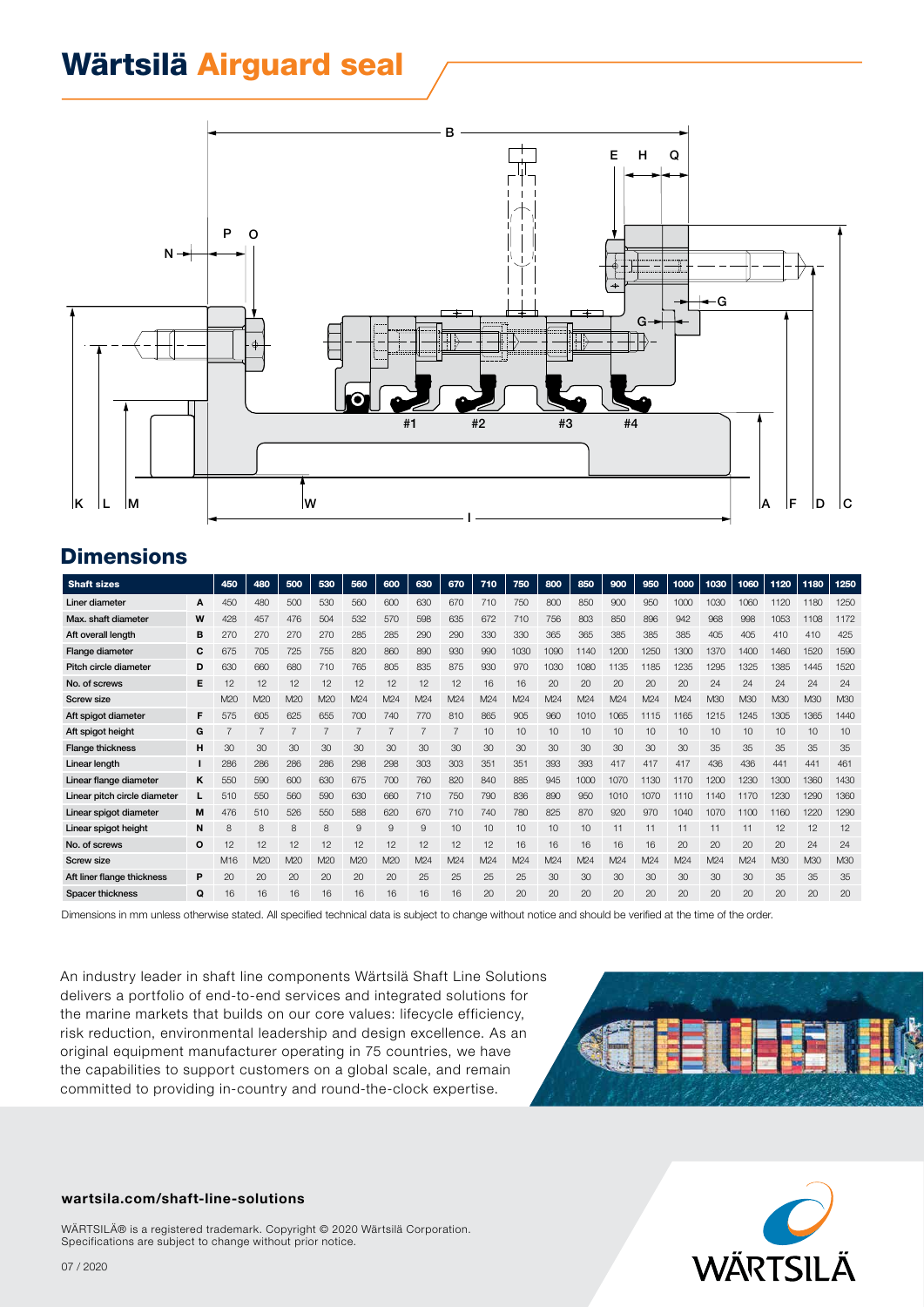# Wärtsilä Airguard seal

B

E H Q

P O

N

G

G

#1 #2 #3 #4

K L M W A F D C

I

## Dimensions

| Shaft sizes | | 450 | 480 | 500 | 530 | 560 | 600 | 630 | 670 | 710 | 750 | 800 | 850 | 900 | 950 | 1000 | 1030 | 1060 | 1120 | 1180 | 1250 |
|---|---|---|---|---|---|---|---|---|---|---|---|---|---|---|---|---|---|---|---|---|---|
| Liner diameter | A | 450 | 480 | 500 | 530 | 560 | 600 | 630 | 670 | 710 | 750 | 800 | 850 | 900 | 950 | 1000 | 1030 | 1060 | 1120 | 1180 | 1250 |
| Max. shaft diameter | W | 428 | 457 | 476 | 504 | 532 | 570 | 598 | 635 | 672 | 710 | 756 | 803 | 850 | 896 | 942 | 968 | 998 | 1053 | 1108 | 1172 |
| Aft overall length | B | 270 | 270 | 270 | 270 | 285 | 285 | 290 | 290 | 330 | 330 | 365 | 365 | 385 | 385 | 385 | 405 | 405 | 410 | 410 | 425 |
| Flange diameter | C | 675 | 705 | 725 | 755 | 820 | 860 | 890 | 930 | 990 | 1030 | 1090 | 1140 | 1200 | 1250 | 1300 | 1370 | 1400 | 1460 | 1520 | 1590 |
| Pitch circle diameter | D | 630 | 660 | 680 | 710 | 765 | 805 | 835 | 875 | 930 | 970 | 1030 | 1080 | 1135 | 1185 | 1235 | 1295 | 1325 | 1385 | 1445 | 1520 |
| No. of screws | E | 12 | 12 | 12 | 12 | 12 | 12 | 12 | 12 | 16 | 16 | 20 | 20 | 20 | 20 | 20 | 24 | 24 | 24 | 24 | 24 |
| Screw size | | M20 | M20 | M20 | M20 | M24 | M24 | M24 | M24 | M24 | M24 | M24 | M24 | M24 | M24 | M24 | M30 | M30 | M30 | M30 | M30 |
| Aft spigot diameter | F | 575 | 605 | 625 | 655 | 700 | 740 | 770 | 810 | 865 | 905 | 960 | 1010 | 1065 | 1115 | 1165 | 1215 | 1245 | 1305 | 1365 | 1440 |
| Aft spigot height | G | 7 | 7 | 7 | 7 | 7 | 7 | 7 | 7 | 10 | 10 | 10 | 10 | 10 | 10 | 10 | 10 | 10 | 10 | 10 | 10 |
| Flange thickness | H | 30 | 30 | 30 | 30 | 30 | 30 | 30 | 30 | 30 | 30 | 30 | 30 | 30 | 30 | 30 | 35 | 35 | 35 | 35 | 35 |
| Linear length | I | 286 | 286 | 286 | 286 | 298 | 298 | 303 | 303 | 351 | 351 | 393 | 393 | 417 | 417 | 417 | 436 | 436 | 441 | 441 | 461 |
| Linear flange diameter | K | 550 | 590 | 600 | 630 | 675 | 700 | 760 | 820 | 840 | 885 | 945 | 1000 | 1070 | 1130 | 1170 | 1200 | 1230 | 1300 | 1360 | 1430 |
| Linear pitch circle diameter | L | 510 | 550 | 560 | 590 | 630 | 660 | 710 | 750 | 790 | 836 | 890 | 950 | 1010 | 1070 | 1110 | 1140 | 1170 | 1230 | 1290 | 1360 |
| Linear spigot diameter | M | 476 | 510 | 526 | 550 | 588 | 620 | 670 | 710 | 740 | 780 | 825 | 870 | 920 | 970 | 1040 | 1070 | 1100 | 1160 | 1220 | 1290 |
| Linear spigot height | N | 8 | 8 | 8 | 8 | 9 | 9 | 9 | 10 | 10 | 10 | 10 | 10 | 11 | 11 | 11 | 11 | 11 | 12 | 12 | 12 |
| No. of screws | O | 12 | 12 | 12 | 12 | 12 | 12 | 12 | 12 | 12 | 16 | 16 | 16 | 16 | 16 | 20 | 20 | 20 | 20 | 24 | 24 |
| Screw size | | M16 | M20 | M20 | M20 | M20 | M20 | M24 | M24 | M24 | M24 | M24 | M24 | M24 | M24 | M24 | M24 | M24 | M30 | M30 | M30 |
| Aft liner flange thickness | P | 20 | 20 | 20 | 20 | 20 | 20 | 25 | 25 | 25 | 25 | 30 | 30 | 30 | 30 | 30 | 30 | 30 | 35 | 35 | 35 |
| Spacer thickness | Q | 16 | 16 | 16 | 16 | 16 | 16 | 16 | 16 | 20 | 20 | 20 | 20 | 20 | 20 | 20 | 20 | 20 | 20 | 20 | 20 |

Dimensions in mm unless otherwise stated. All specified technical data is subject to change without notice and should be verified at the time of the order.

An industry leader in shaft line components Wärtsilä Shaft Line Solutions delivers a portfolio of end-to-end services and integrated solutions for the marine markets that builds on our core values: lifecycle efficiency, risk reduction, environmental leadership and design excellence. As an original equipment manufacturer operating in 75 countries, we have the capabilities to support customers on a global scale, and remain committed to providing in-country and round-the-clock expertise.

**wartsila.com/shaft-line-solutions**

WÄRTSILÄ® is a registered trademark. Copyright © 2020 Wärtsilä Corporation.
Specifications are subject to change without prior notice.

07 / 2020